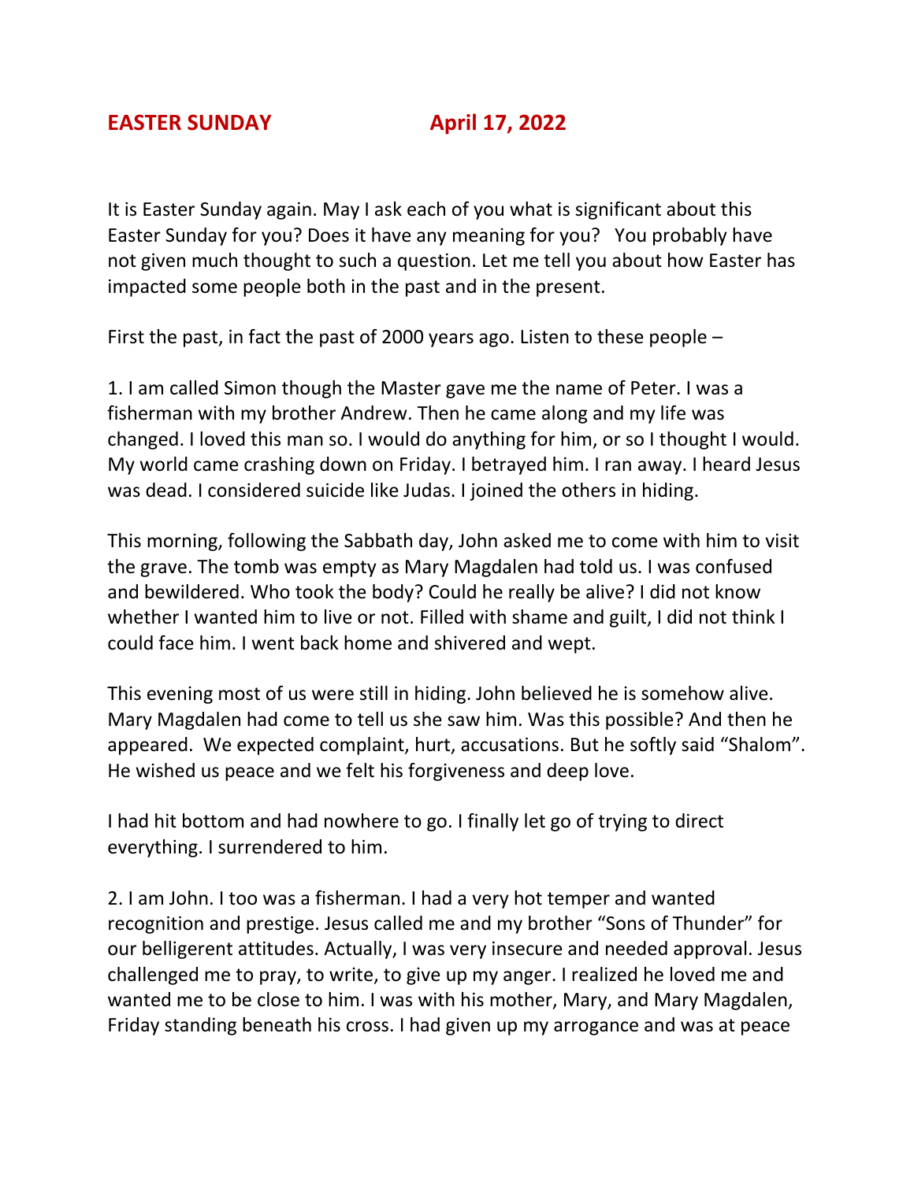# EASTER SUNDAY April 17, 2022

It is Easter Sunday again. May I ask each of you what is significant about this Easter Sunday for you? Does it have any meaning for you? You probably have not given much thought to such a question. Let me tell you about how Easter has impacted some people both in the past and in the present.

First the past, in fact the past of 2000 years ago. Listen to these people –

1. I am called Simon though the Master gave me the name of Peter. I was a fisherman with my brother Andrew. Then he came along and my life was changed. I loved this man so. I would do anything for him, or so I thought I would. My world came crashing down on Friday. I betrayed him. I ran away. I heard Jesus was dead. I considered suicide like Judas. I joined the others in hiding.

This morning, following the Sabbath day, John asked me to come with him to visit the grave. The tomb was empty as Mary Magdalen had told us. I was confused and bewildered. Who took the body? Could he really be alive? I did not know whether I wanted him to live or not. Filled with shame and guilt, I did not think I could face him. I went back home and shivered and wept.

This evening most of us were still in hiding. John believed he is somehow alive. Mary Magdalen had come to tell us she saw him. Was this possible? And then he appeared. We expected complaint, hurt, accusations. But he softly said "Shalom". He wished us peace and we felt his forgiveness and deep love.

I had hit bottom and had nowhere to go. I finally let go of trying to direct everything. I surrendered to him.

2. I am John. I too was a fisherman. I had a very hot temper and wanted recognition and prestige. Jesus called me and my brother "Sons of Thunder" for our belligerent attitudes. Actually, I was very insecure and needed approval. Jesus challenged me to pray, to write, to give up my anger. I realized he loved me and wanted me to be close to him. I was with his mother, Mary, and Mary Magdalen, Friday standing beneath his cross. I had given up my arrogance and was at peace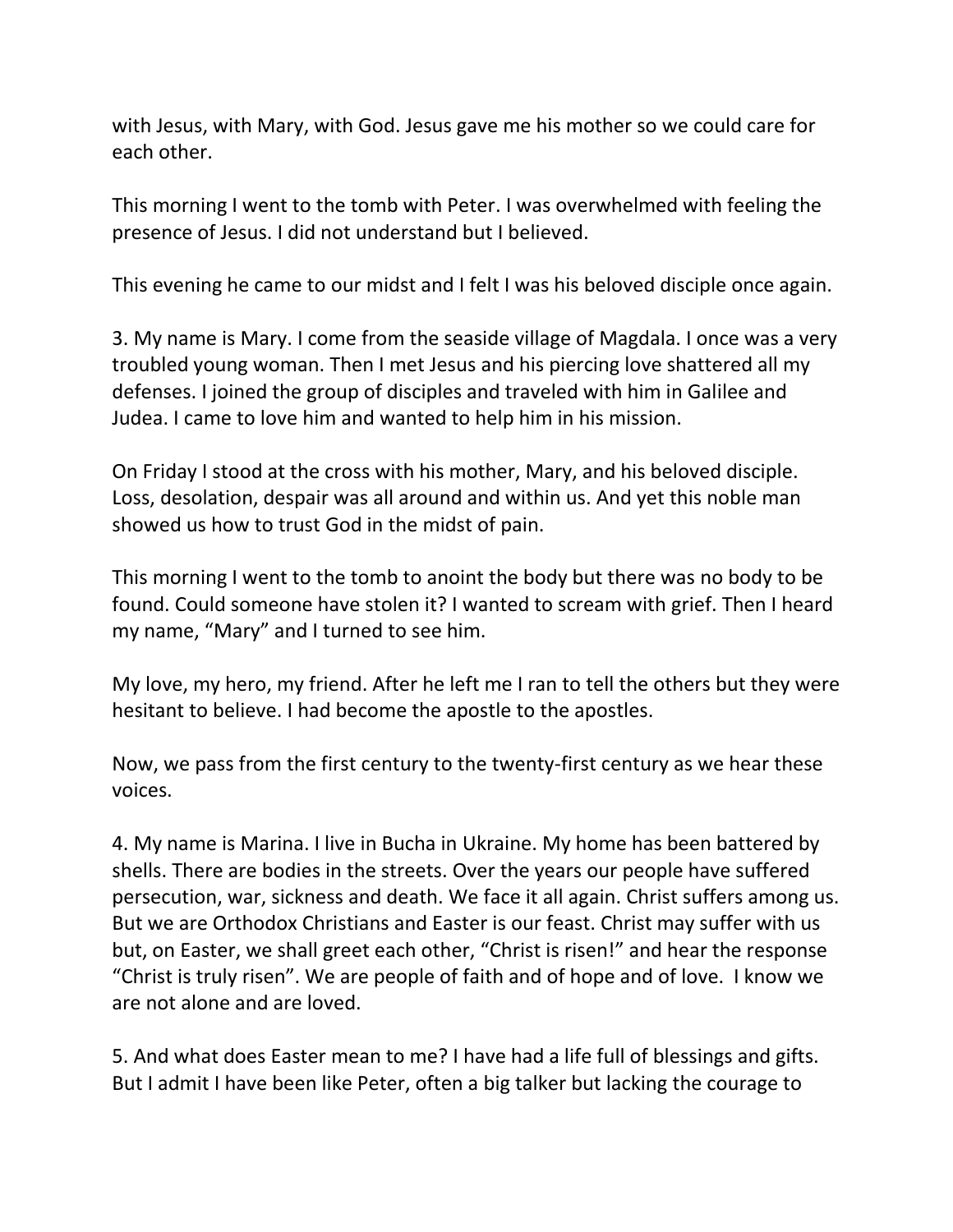with Jesus, with Mary, with God. Jesus gave me his mother so we could care for each other.

This morning I went to the tomb with Peter. I was overwhelmed with feeling the presence of Jesus. I did not understand but I believed.

This evening he came to our midst and I felt I was his beloved disciple once again.

3. My name is Mary. I come from the seaside village of Magdala. I once was a very troubled young woman. Then I met Jesus and his piercing love shattered all my defenses. I joined the group of disciples and traveled with him in Galilee and Judea. I came to love him and wanted to help him in his mission.

On Friday I stood at the cross with his mother, Mary, and his beloved disciple. Loss, desolation, despair was all around and within us. And yet this noble man showed us how to trust God in the midst of pain.

This morning I went to the tomb to anoint the body but there was no body to be found. Could someone have stolen it? I wanted to scream with grief. Then I heard my name, "Mary" and I turned to see him.

My love, my hero, my friend. After he left me I ran to tell the others but they were hesitant to believe. I had become the apostle to the apostles.

Now, we pass from the first century to the twenty-first century as we hear these voices.

4. My name is Marina. I live in Bucha in Ukraine. My home has been battered by shells. There are bodies in the streets. Over the years our people have suffered persecution, war, sickness and death. We face it all again. Christ suffers among us. But we are Orthodox Christians and Easter is our feast. Christ may suffer with us but, on Easter, we shall greet each other, "Christ is risen!" and hear the response "Christ is truly risen". We are people of faith and of hope and of love. I know we are not alone and are loved.

5. And what does Easter mean to me? I have had a life full of blessings and gifts. But I admit I have been like Peter, often a big talker but lacking the courage to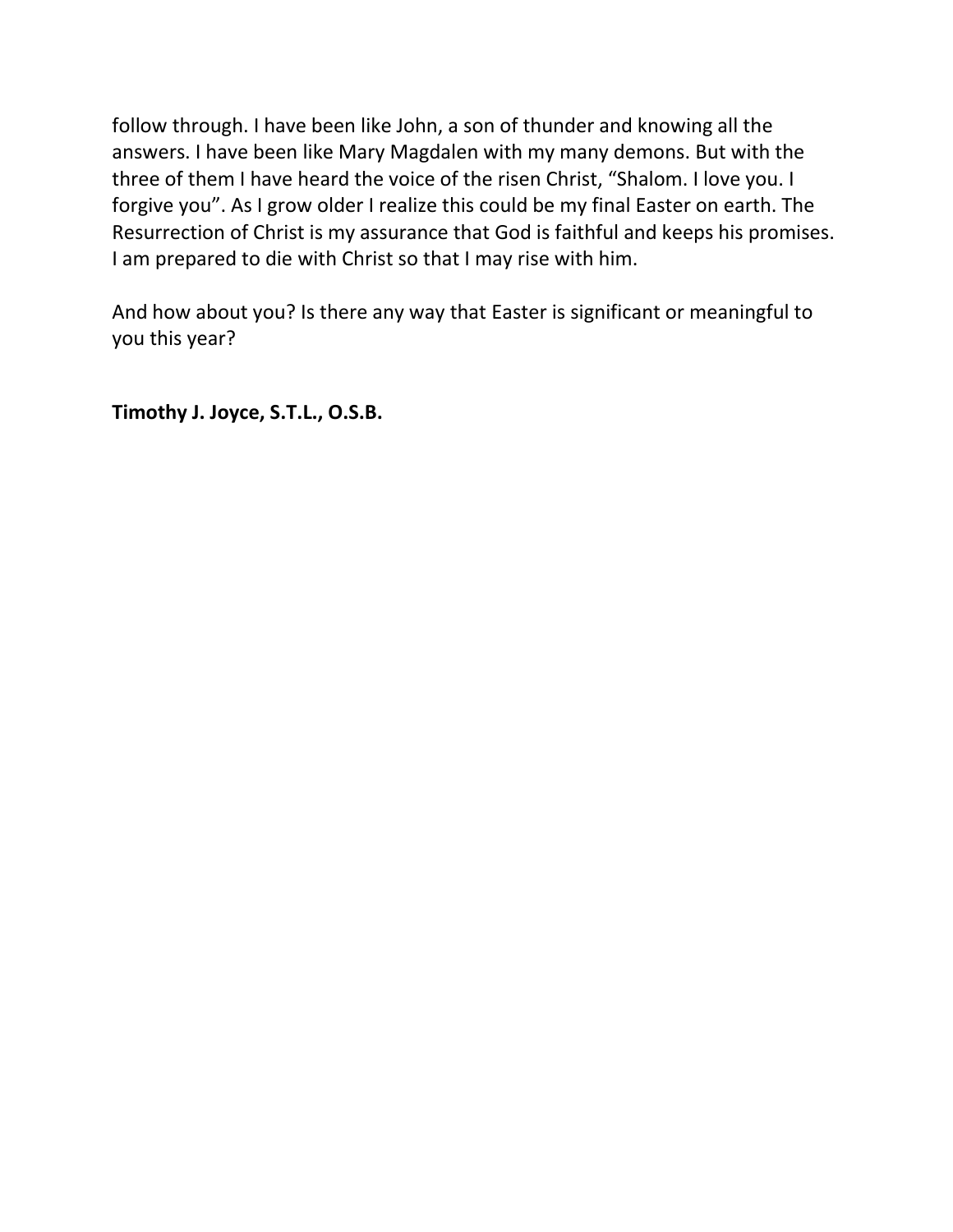follow through. I have been like John, a son of thunder and knowing all the answers. I have been like Mary Magdalen with my many demons. But with the three of them I have heard the voice of the risen Christ, “Shalom. I love you. I forgive you”. As I grow older I realize this could be my final Easter on earth. The Resurrection of Christ is my assurance that God is faithful and keeps his promises. I am prepared to die with Christ so that I may rise with him.

And how about you? Is there any way that Easter is significant or meaningful to you this year?

**Timothy J. Joyce, S.T.L., O.S.B.**